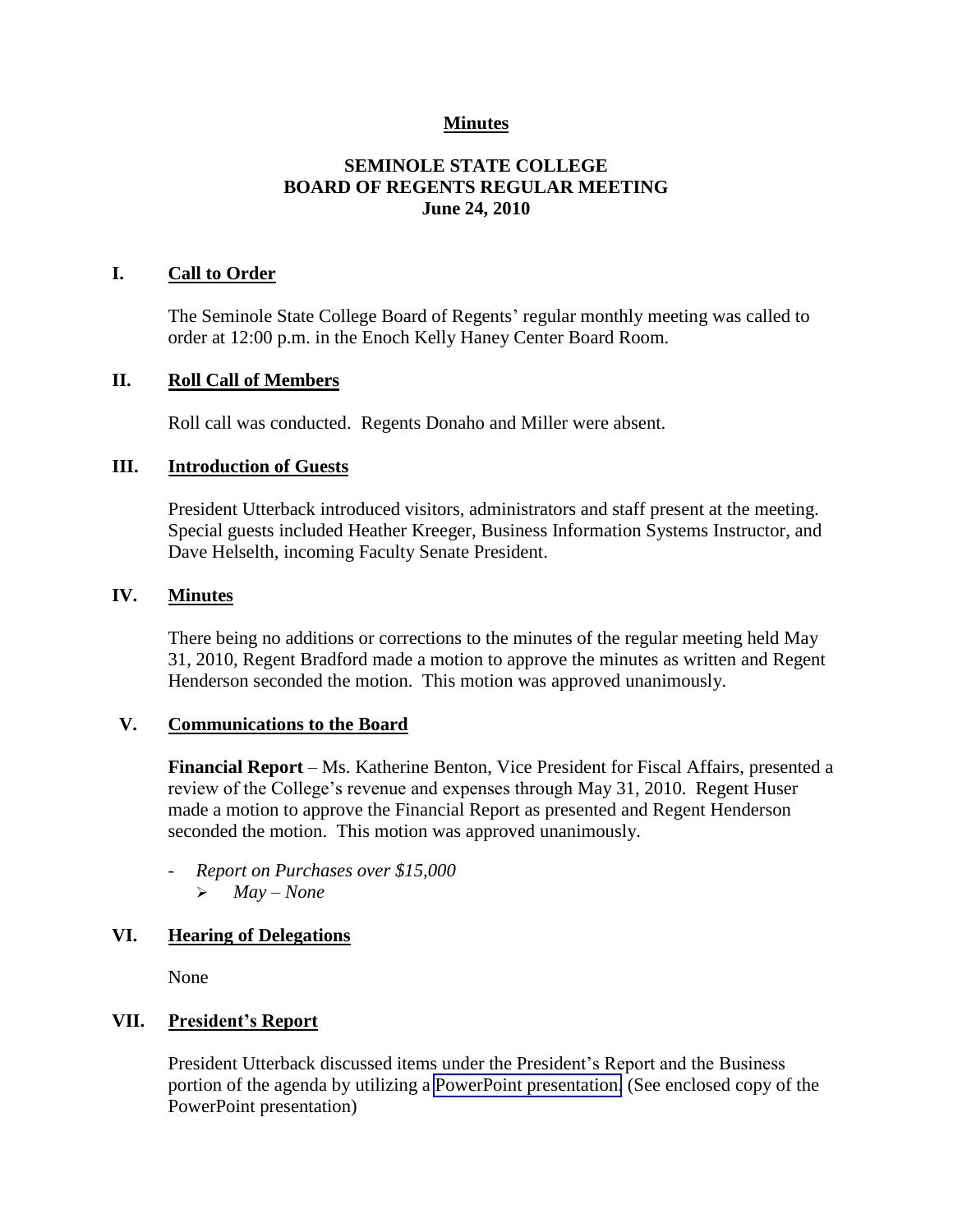**Minutes**

# SEMINOLE STATE COLLEGE
# BOARD OF REGENTS REGULAR MEETING
# June 24, 2010

## I. Call to Order

The Seminole State College Board of Regents' regular monthly meeting was called to order at 12:00 p.m. in the Enoch Kelly Haney Center Board Room.

## II. Roll Call of Members

Roll call was conducted. Regents Donaho and Miller were absent.

## III. Introduction of Guests

President Utterback introduced visitors, administrators and staff present at the meeting. Special guests included Heather Kreeger, Business Information Systems Instructor, and Dave Helselth, incoming Faculty Senate President.

## IV. Minutes

There being no additions or corrections to the minutes of the regular meeting held May 31, 2010, Regent Bradford made a motion to approve the minutes as written and Regent Henderson seconded the motion. This motion was approved unanimously.

## V. Communications to the Board

**Financial Report** – Ms. Katherine Benton, Vice President for Fiscal Affairs, presented a review of the College's revenue and expenses through May 31, 2010. Regent Huser made a motion to approve the Financial Report as presented and Regent Henderson seconded the motion. This motion was approved unanimously.

- *Report on Purchases over $15,000*
  - *May – None*

## VI. Hearing of Delegations

None

## VII. President's Report

President Utterback discussed items under the President's Report and the Business portion of the agenda by utilizing a PowerPoint presentation. (See enclosed copy of the PowerPoint presentation)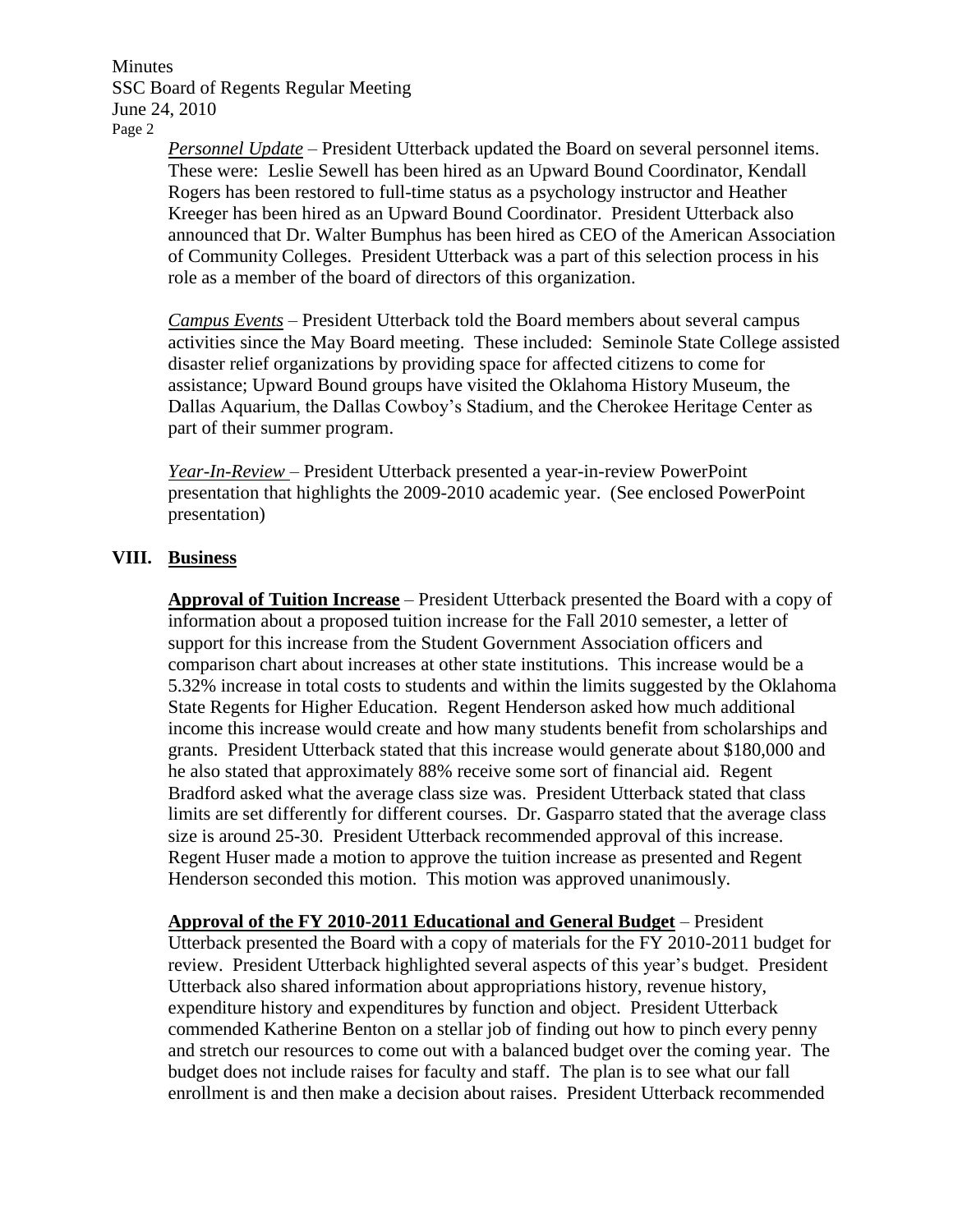*Personnel Update* – President Utterback updated the Board on several personnel items. These were: Leslie Sewell has been hired as an Upward Bound Coordinator, Kendall Rogers has been restored to full-time status as a psychology instructor and Heather Kreeger has been hired as an Upward Bound Coordinator. President Utterback also announced that Dr. Walter Bumphus has been hired as CEO of the American Association of Community Colleges. President Utterback was a part of this selection process in his role as a member of the board of directors of this organization.

*Campus Events* – President Utterback told the Board members about several campus activities since the May Board meeting. These included: Seminole State College assisted disaster relief organizations by providing space for affected citizens to come for assistance; Upward Bound groups have visited the Oklahoma History Museum, the Dallas Aquarium, the Dallas Cowboy's Stadium, and the Cherokee Heritage Center as part of their summer program.

*Year-In-Review* – President Utterback presented a year-in-review PowerPoint presentation that highlights the 2009-2010 academic year. (See enclosed PowerPoint presentation)

## VIII. Business

**Approval of Tuition Increase** – President Utterback presented the Board with a copy of information about a proposed tuition increase for the Fall 2010 semester, a letter of support for this increase from the Student Government Association officers and comparison chart about increases at other state institutions. This increase would be a 5.32% increase in total costs to students and within the limits suggested by the Oklahoma State Regents for Higher Education. Regent Henderson asked how much additional income this increase would create and how many students benefit from scholarships and grants. President Utterback stated that this increase would generate about $180,000 and he also stated that approximately 88% receive some sort of financial aid. Regent Bradford asked what the average class size was. President Utterback stated that class limits are set differently for different courses. Dr. Gasparro stated that the average class size is around 25-30. President Utterback recommended approval of this increase. Regent Huser made a motion to approve the tuition increase as presented and Regent Henderson seconded this motion. This motion was approved unanimously.

**Approval of the FY 2010-2011 Educational and General Budget** – President Utterback presented the Board with a copy of materials for the FY 2010-2011 budget for review. President Utterback highlighted several aspects of this year's budget. President Utterback also shared information about appropriations history, revenue history, expenditure history and expenditures by function and object. President Utterback commended Katherine Benton on a stellar job of finding out how to pinch every penny and stretch our resources to come out with a balanced budget over the coming year. The budget does not include raises for faculty and staff. The plan is to see what our fall enrollment is and then make a decision about raises. President Utterback recommended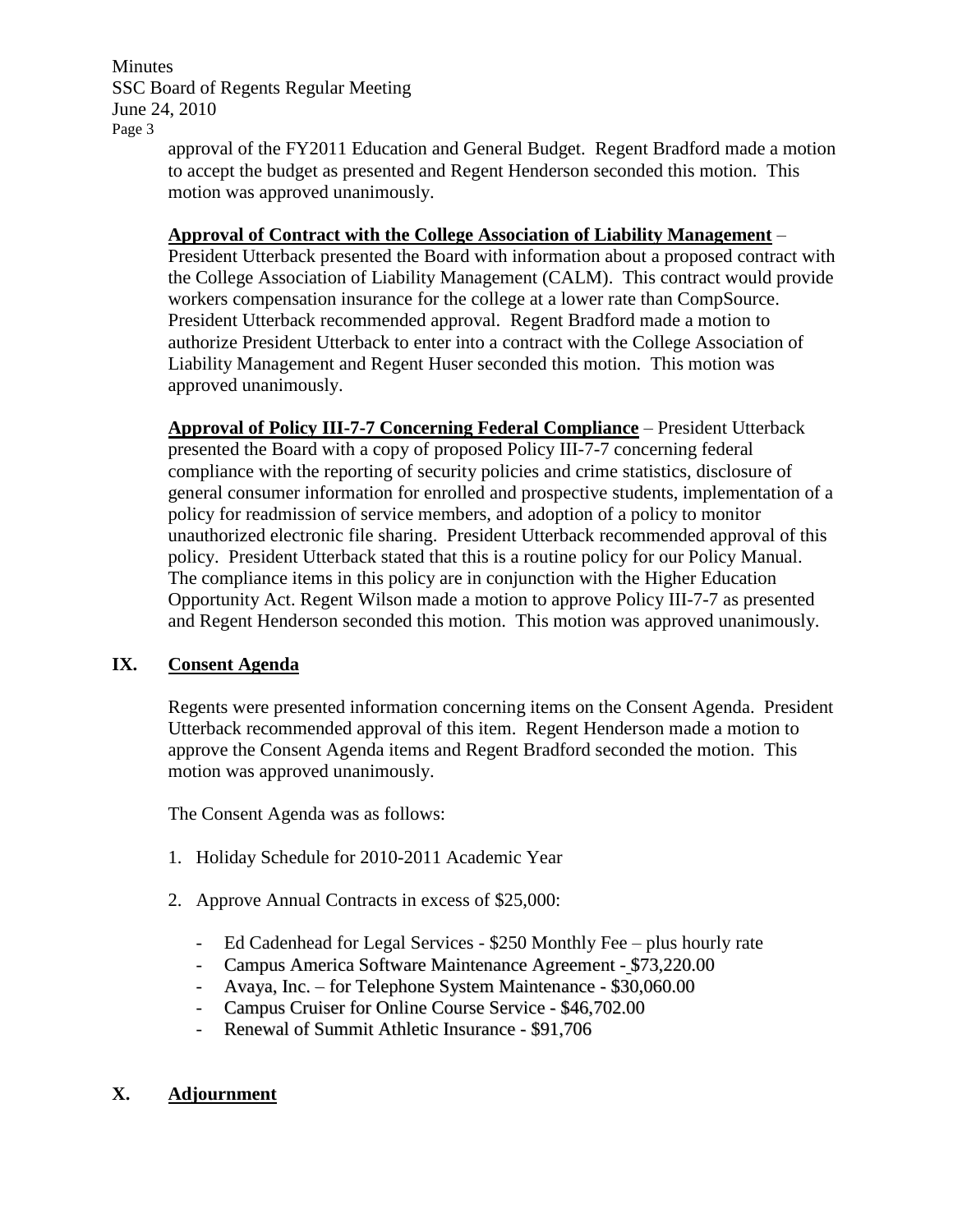approval of the FY2011 Education and General Budget. Regent Bradford made a motion to accept the budget as presented and Regent Henderson seconded this motion. This motion was approved unanimously.

**Approval of Contract with the College Association of Liability Management** – President Utterback presented the Board with information about a proposed contract with the College Association of Liability Management (CALM). This contract would provide workers compensation insurance for the college at a lower rate than CompSource. President Utterback recommended approval. Regent Bradford made a motion to authorize President Utterback to enter into a contract with the College Association of Liability Management and Regent Huser seconded this motion. This motion was approved unanimously.

**Approval of Policy III-7-7 Concerning Federal Compliance** – President Utterback presented the Board with a copy of proposed Policy III-7-7 concerning federal compliance with the reporting of security policies and crime statistics, disclosure of general consumer information for enrolled and prospective students, implementation of a policy for readmission of service members, and adoption of a policy to monitor unauthorized electronic file sharing. President Utterback recommended approval of this policy. President Utterback stated that this is a routine policy for our Policy Manual. The compliance items in this policy are in conjunction with the Higher Education Opportunity Act. Regent Wilson made a motion to approve Policy III-7-7 as presented and Regent Henderson seconded this motion. This motion was approved unanimously.

## IX. Consent Agenda

Regents were presented information concerning items on the Consent Agenda. President Utterback recommended approval of this item. Regent Henderson made a motion to approve the Consent Agenda items and Regent Bradford seconded the motion. This motion was approved unanimously.

The Consent Agenda was as follows:

1. Holiday Schedule for 2010-2011 Academic Year

2. Approve Annual Contracts in excess of $25,000:

   - Ed Cadenhead for Legal Services - $250 Monthly Fee – plus hourly rate
   - Campus America Software Maintenance Agreement - $73,220.00
   - Avaya, Inc. – for Telephone System Maintenance - $30,060.00
   - Campus Cruiser for Online Course Service - $46,702.00
   - Renewal of Summit Athletic Insurance - $91,706

## X. Adjournment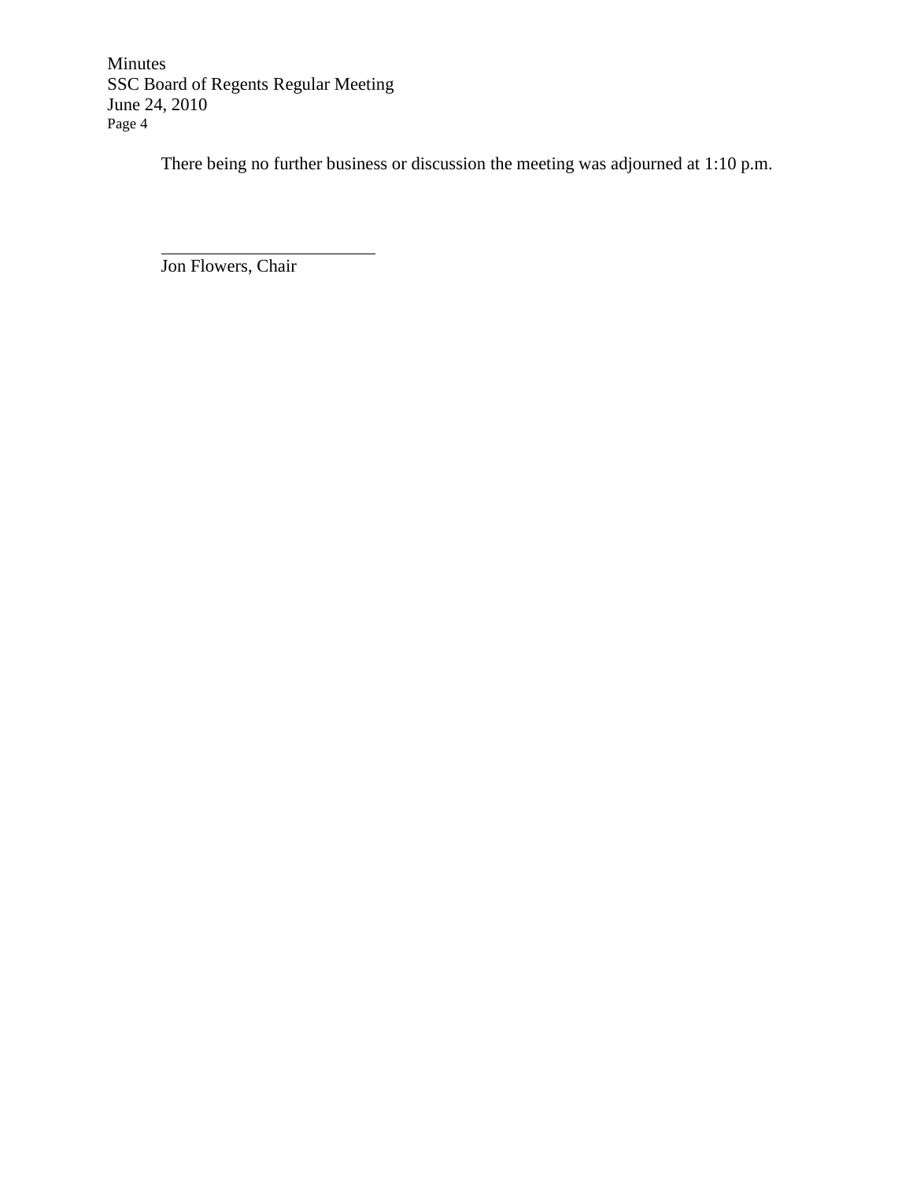There being no further business or discussion the meeting was adjourned at 1:10 p.m.

\_\_\_\_\_\_\_\_\_\_\_\_\_\_\_\_\_\_\_\_\_\_\_\_\_\_

Jon Flowers, Chair